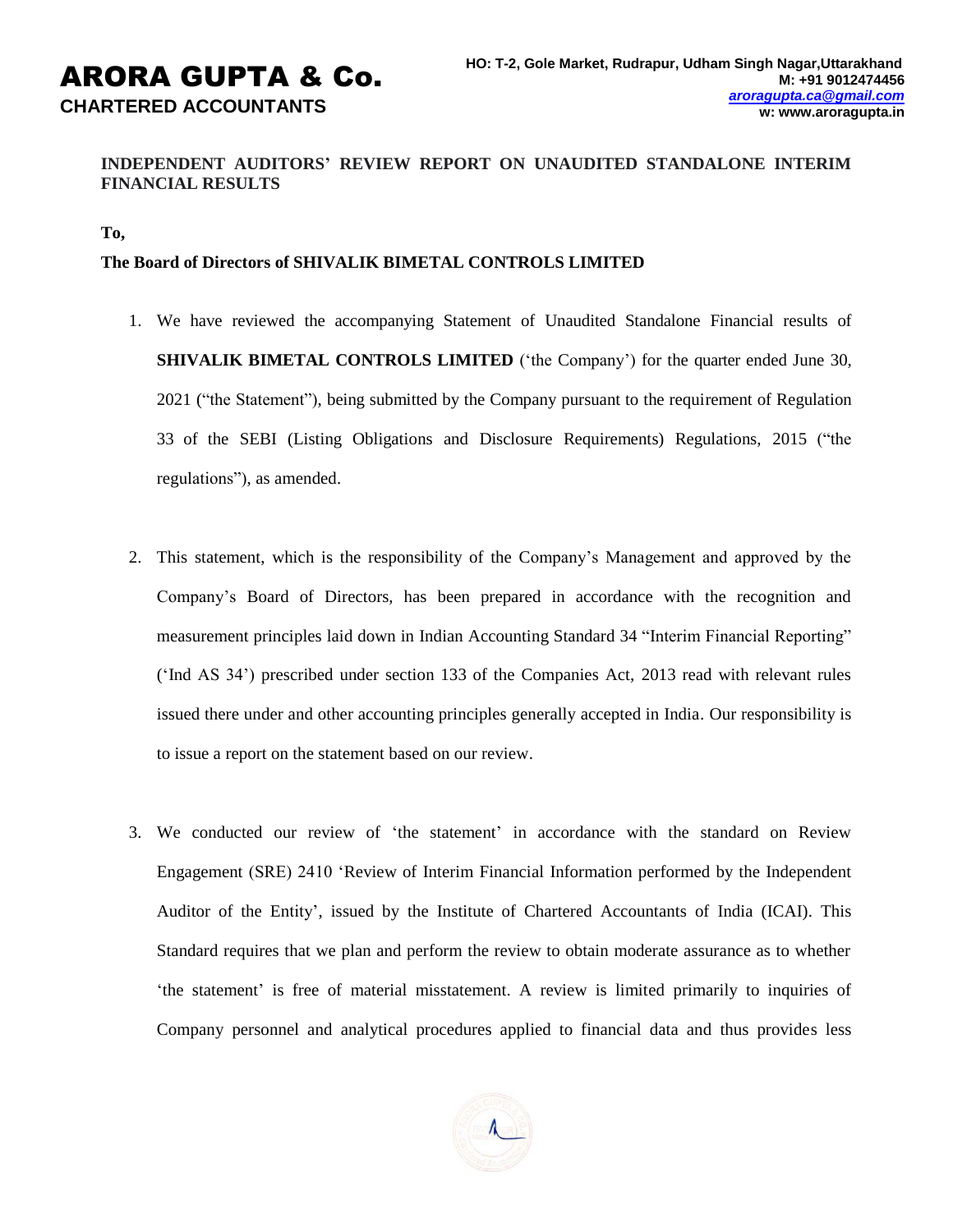# ARORA GUPTA & Co.

**CHARTERED ACCOUNTANTS**

**HO: T-2, Gole Market, Rudrapur, Udham Singh Nagar,Uttarakhand**
**M: +91 9012474456**
*aroragupta.ca@gmail.com*
**w: www.aroragupta.in**

## INDEPENDENT AUDITORS' REVIEW REPORT ON UNAUDITED STANDALONE INTERIM FINANCIAL RESULTS

**To,**

**The Board of Directors of SHIVALIK BIMETAL CONTROLS LIMITED**

1. We have reviewed the accompanying Statement of Unaudited Standalone Financial results of **SHIVALIK BIMETAL CONTROLS LIMITED** ('the Company') for the quarter ended June 30, 2021 ("the Statement"), being submitted by the Company pursuant to the requirement of Regulation 33 of the SEBI (Listing Obligations and Disclosure Requirements) Regulations, 2015 ("the regulations"), as amended.

2. This statement, which is the responsibility of the Company's Management and approved by the Company's Board of Directors, has been prepared in accordance with the recognition and measurement principles laid down in Indian Accounting Standard 34 "Interim Financial Reporting" ('Ind AS 34') prescribed under section 133 of the Companies Act, 2013 read with relevant rules issued there under and other accounting principles generally accepted in India. Our responsibility is to issue a report on the statement based on our review.

3. We conducted our review of 'the statement' in accordance with the standard on Review Engagement (SRE) 2410 'Review of Interim Financial Information performed by the Independent Auditor of the Entity', issued by the Institute of Chartered Accountants of India (ICAI). This Standard requires that we plan and perform the review to obtain moderate assurance as to whether 'the statement' is free of material misstatement. A review is limited primarily to inquiries of Company personnel and analytical procedures applied to financial data and thus provides less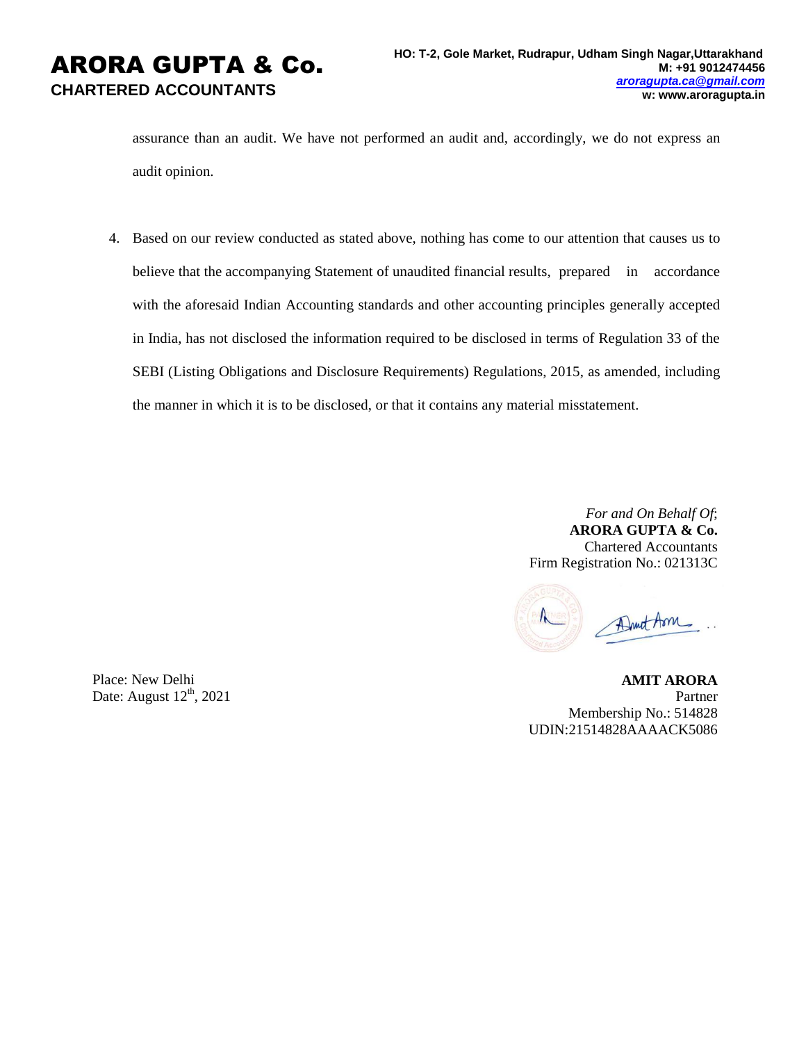assurance than an audit. We have not performed an audit and, accordingly, we do not express an audit opinion.

4. Based on our review conducted as stated above, nothing has come to our attention that causes us to believe that the accompanying Statement of unaudited financial results, prepared in accordance with the aforesaid Indian Accounting standards and other accounting principles generally accepted in India, has not disclosed the information required to be disclosed in terms of Regulation 33 of the SEBI (Listing Obligations and Disclosure Requirements) Regulations, 2015, as amended, including the manner in which it is to be disclosed, or that it contains any material misstatement.

*For and On Behalf Of*;
**ARORA GUPTA & Co.**
Chartered Accountants
Firm Registration No.: 021313C

Place: New Delhi
Date: August 12th, 2021

**AMIT ARORA**
Partner
Membership No.: 514828
UDIN:21514828AAAACK5086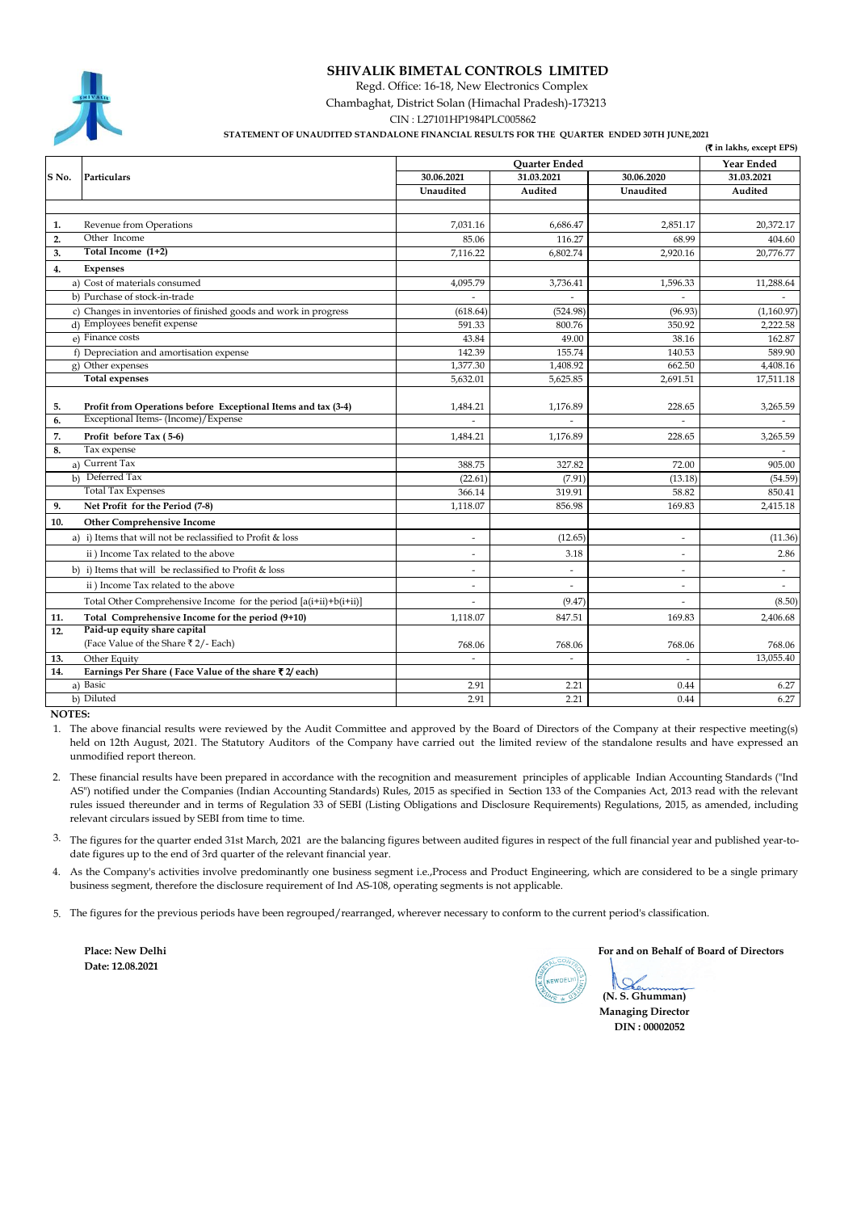# SHIVALIK BIMETAL CONTROLS LIMITED

Regd. Office: 16-18, New Electronics Complex
Chambaghat, District Solan (Himachal Pradesh)-173213
CIN : L27101HP1984PLC005862

**STATEMENT OF UNAUDITED STANDALONE FINANCIAL RESULTS FOR THE QUARTER ENDED 30TH JUNE,2021**

**(₹ in lakhs, except EPS)**

| S No. | Particulars | Quarter Ended | | | Year Ended |
|---|---|---|---|---|---|
| | | **30.06.2021** | **31.03.2021** | **30.06.2020** | **31.03.2021** |
| | | **Unaudited** | **Audited** | **Unaudited** | **Audited** |
| 1. | Revenue from Operations | 7,031.16 | 6,686.47 | 2,851.17 | 20,372.17 |
| 2. | Other Income | 85.06 | 116.27 | 68.99 | 404.60 |
| 3. | **Total Income (1+2)** | 7,116.22 | 6,802.74 | 2,920.16 | 20,776.77 |
| 4. | **Expenses** | | | | |
| | a) Cost of materials consumed | 4,095.79 | 3,736.41 | 1,596.33 | 11,288.64 |
| | b) Purchase of stock-in-trade | - | - | - | - |
| | c) Changes in inventories of finished goods and work in progress | (618.64) | (524.98) | (96.93) | (1,160.97) |
| | d) Employees benefit expense | 591.33 | 800.76 | 350.92 | 2,222.58 |
| | e) Finance costs | 43.84 | 49.00 | 38.16 | 162.87 |
| | f) Depreciation and amortisation expense | 142.39 | 155.74 | 140.53 | 589.90 |
| | g) Other expenses | 1,377.30 | 1,408.92 | 662.50 | 4,408.16 |
| | **Total expenses** | 5,632.01 | 5,625.85 | 2,691.51 | 17,511.18 |
| 5. | **Profit from Operations before Exceptional Items and tax (3-4)** | 1,484.21 | 1,176.89 | 228.65 | 3,265.59 |
| 6. | Exceptional Items- (Income)/Expense | - | - | - | - |
| 7. | **Profit before Tax ( 5-6)** | 1,484.21 | 1,176.89 | 228.65 | 3,265.59 |
| 8. | Tax expense | | | | - |
| | a) Current Tax | 388.75 | 327.82 | 72.00 | 905.00 |
| | b) Deferred Tax | (22.61) | (7.91) | (13.18) | (54.59) |
| | Total Tax Expenses | 366.14 | 319.91 | 58.82 | 850.41 |
| 9. | **Net Profit for the Period (7-8)** | 1,118.07 | 856.98 | 169.83 | 2,415.18 |
| 10. | **Other Comprehensive Income** | | | | |
| | a) i) Items that will not be reclassified to Profit & loss | - | (12.65) | - | (11.36) |
| | ii ) Income Tax related to the above | - | 3.18 | - | 2.86 |
| | b) i) Items that will be reclassified to Profit & loss | - | - | - | - |
| | ii ) Income Tax related to the above | - | - | - | - |
| | Total Other Comprehensive Income for the period [a(i+ii)+b(i+ii)] | - | (9.47) | - | (8.50) |
| 11. | **Total Comprehensive Income for the period (9+10)** | 1,118.07 | 847.51 | 169.83 | 2,406.68 |
| 12. | **Paid-up equity share capital** (Face Value of the Share ₹ 2/- Each) | 768.06 | 768.06 | 768.06 | 768.06 |
| 13. | Other Equity | - | - | - | 13,055.40 |
| 14. | **Earnings Per Share ( Face Value of the share ₹ 2/ each)** | | | | |
| | a) Basic | 2.91 | 2.21 | 0.44 | 6.27 |
| | b) Diluted | 2.91 | 2.21 | 0.44 | 6.27 |

**NOTES:**

1. The above financial results were reviewed by the Audit Committee and approved by the Board of Directors of the Company at their respective meeting(s) held on 12th August, 2021. The Statutory Auditors of the Company have carried out the limited review of the standalone results and have expressed an unmodified report thereon.
2. These financial results have been prepared in accordance with the recognition and measurement principles of applicable Indian Accounting Standards ("Ind AS") notified under the Companies (Indian Accounting Standards) Rules, 2015 as specified in Section 133 of the Companies Act, 2013 read with the relevant rules issued thereunder and in terms of Regulation 33 of SEBI (Listing Obligations and Disclosure Requirements) Regulations, 2015, as amended, including relevant circulars issued by SEBI from time to time.
3. The figures for the quarter ended 31st March, 2021 are the balancing figures between audited figures in respect of the full financial year and published year-to-date figures up to the end of 3rd quarter of the relevant financial year.
4. As the Company's activities involve predominantly one business segment i.e.,Process and Product Engineering, which are considered to be a single primary business segment, therefore the disclosure requirement of Ind AS-108, operating segments is not applicable.
5. The figures for the previous periods have been regrouped/rearranged, wherever necessary to conform to the current period's classification.

**Place: New Delhi**
**Date: 12.08.2021**

**For and on Behalf of Board of Directors**

**(N. S. Ghumman)**
**Managing Director**
**DIN : 00002052**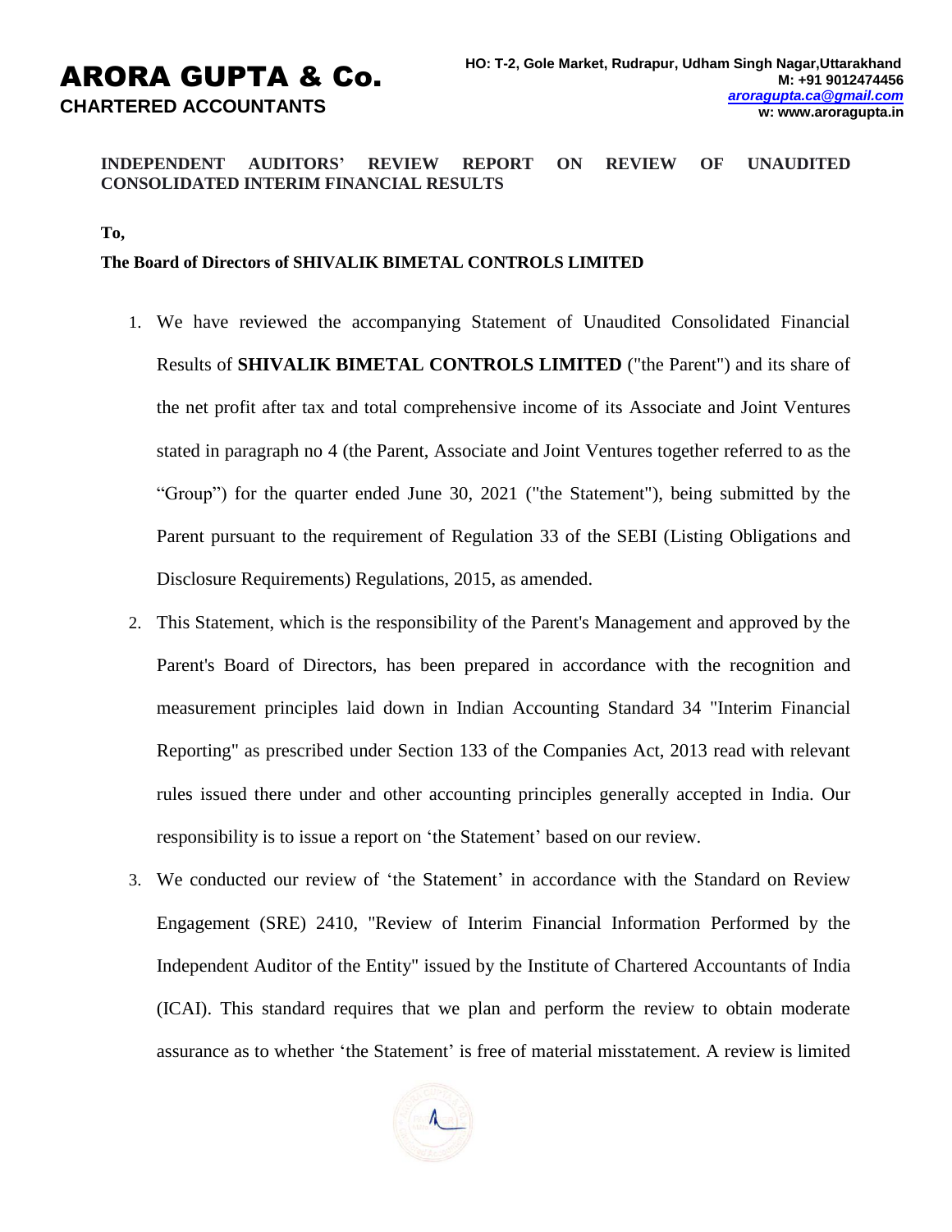# ARORA GUPTA & Co.
**CHARTERED ACCOUNTANTS**

**HO: T-2, Gole Market, Rudrapur, Udham Singh Nagar,Uttarakhand**
**M: +91 9012474456**
***aroragupta.ca@gmail.com***
**w: www.aroragupta.in**

**INDEPENDENT AUDITORS' REVIEW REPORT ON REVIEW OF UNAUDITED CONSOLIDATED INTERIM FINANCIAL RESULTS**

**To,**

**The Board of Directors of SHIVALIK BIMETAL CONTROLS LIMITED**

1. We have reviewed the accompanying Statement of Unaudited Consolidated Financial Results of **SHIVALIK BIMETAL CONTROLS LIMITED** ("the Parent") and its share of the net profit after tax and total comprehensive income of its Associate and Joint Ventures stated in paragraph no 4 (the Parent, Associate and Joint Ventures together referred to as the "Group") for the quarter ended June 30, 2021 ("the Statement"), being submitted by the Parent pursuant to the requirement of Regulation 33 of the SEBI (Listing Obligations and Disclosure Requirements) Regulations, 2015, as amended.

2. This Statement, which is the responsibility of the Parent's Management and approved by the Parent's Board of Directors, has been prepared in accordance with the recognition and measurement principles laid down in Indian Accounting Standard 34 "Interim Financial Reporting" as prescribed under Section 133 of the Companies Act, 2013 read with relevant rules issued there under and other accounting principles generally accepted in India. Our responsibility is to issue a report on 'the Statement' based on our review.

3. We conducted our review of 'the Statement' in accordance with the Standard on Review Engagement (SRE) 2410, "Review of Interim Financial Information Performed by the Independent Auditor of the Entity" issued by the Institute of Chartered Accountants of India (ICAI). This standard requires that we plan and perform the review to obtain moderate assurance as to whether 'the Statement' is free of material misstatement. A review is limited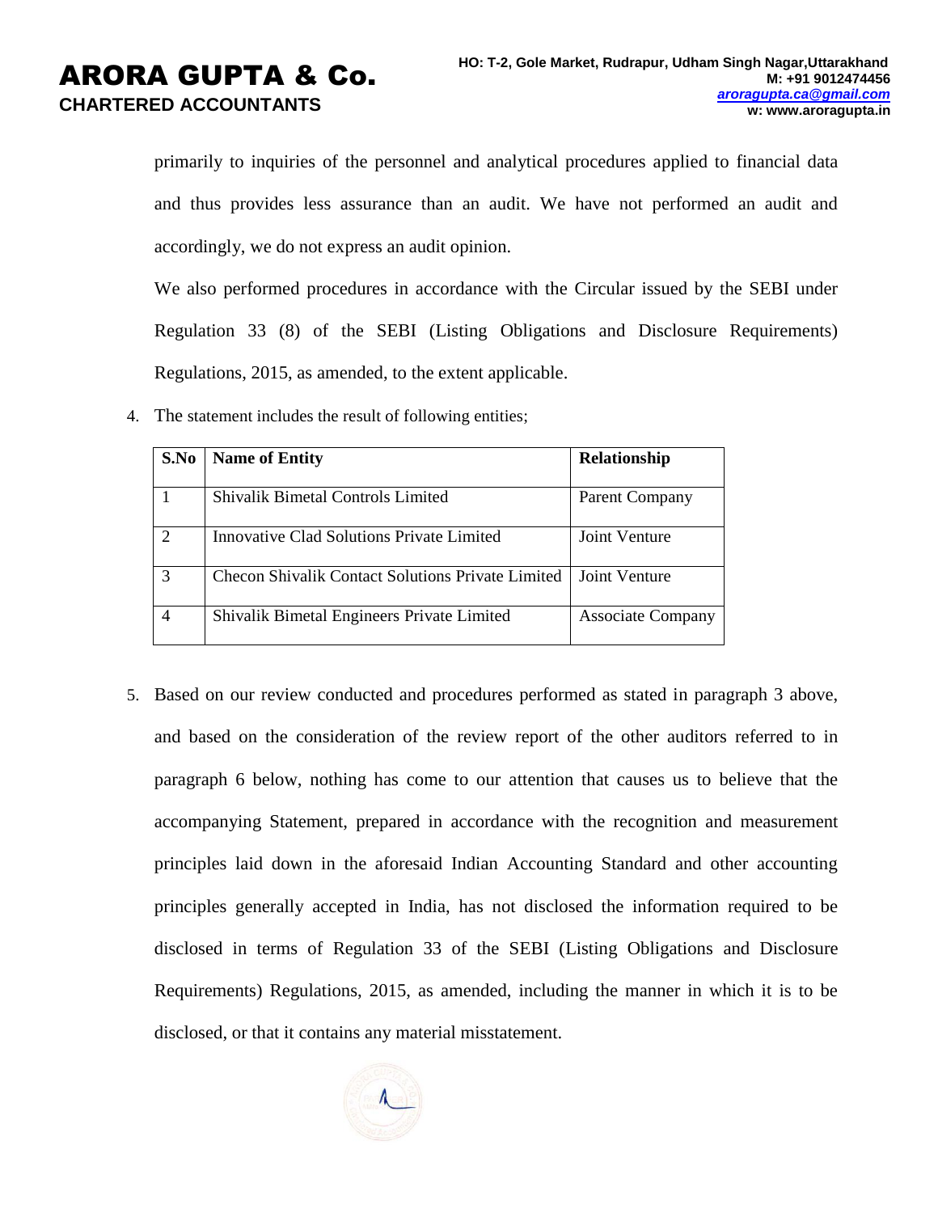primarily to inquiries of the personnel and analytical procedures applied to financial data and thus provides less assurance than an audit. We have not performed an audit and accordingly, we do not express an audit opinion.

We also performed procedures in accordance with the Circular issued by the SEBI under Regulation 33 (8) of the SEBI (Listing Obligations and Disclosure Requirements) Regulations, 2015, as amended, to the extent applicable.

4. The statement includes the result of following entities;

| S.No | Name of Entity | Relationship |
|---|---|---|
| 1 | Shivalik Bimetal Controls Limited | Parent Company |
| 2 | Innovative Clad Solutions Private Limited | Joint Venture |
| 3 | Checon Shivalik Contact Solutions Private Limited | Joint Venture |
| 4 | Shivalik Bimetal Engineers Private Limited | Associate Company |

5. Based on our review conducted and procedures performed as stated in paragraph 3 above, and based on the consideration of the review report of the other auditors referred to in paragraph 6 below, nothing has come to our attention that causes us to believe that the accompanying Statement, prepared in accordance with the recognition and measurement principles laid down in the aforesaid Indian Accounting Standard and other accounting principles generally accepted in India, has not disclosed the information required to be disclosed in terms of Regulation 33 of the SEBI (Listing Obligations and Disclosure Requirements) Regulations, 2015, as amended, including the manner in which it is to be disclosed, or that it contains any material misstatement.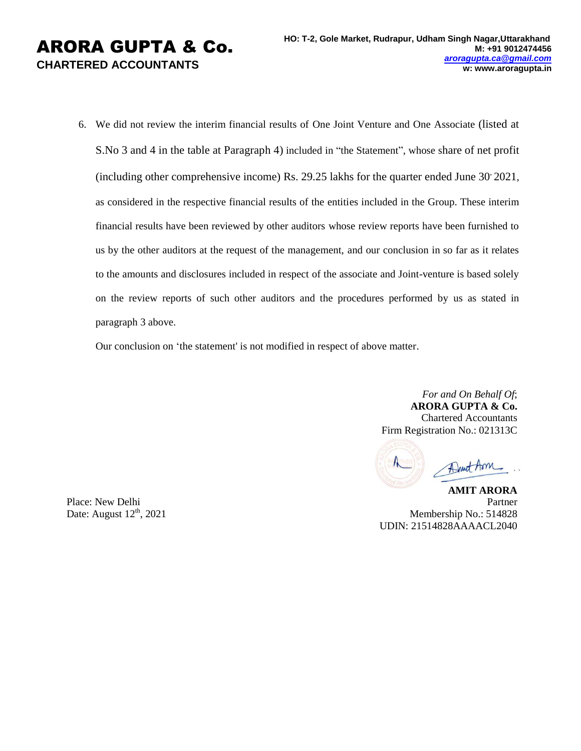6. We did not review the interim financial results of One Joint Venture and One Associate (listed at S.No 3 and 4 in the table at Paragraph 4) included in "the Statement", whose share of net profit (including other comprehensive income) Rs. 29.25 lakhs for the quarter ended June 30' 2021, as considered in the respective financial results of the entities included in the Group. These interim financial results have been reviewed by other auditors whose review reports have been furnished to us by the other auditors at the request of the management, and our conclusion in so far as it relates to the amounts and disclosures included in respect of the associate and Joint-venture is based solely on the review reports of such other auditors and the procedures performed by us as stated in paragraph 3 above.

   Our conclusion on 'the statement' is not modified in respect of above matter.

*For and On Behalf Of*;
**ARORA GUPTA & Co.**
Chartered Accountants
Firm Registration No.: 021313C

**AMIT ARORA**
Partner
Membership No.: 514828
UDIN: 21514828AAAACL2040

Place: New Delhi
Date: August 12th, 2021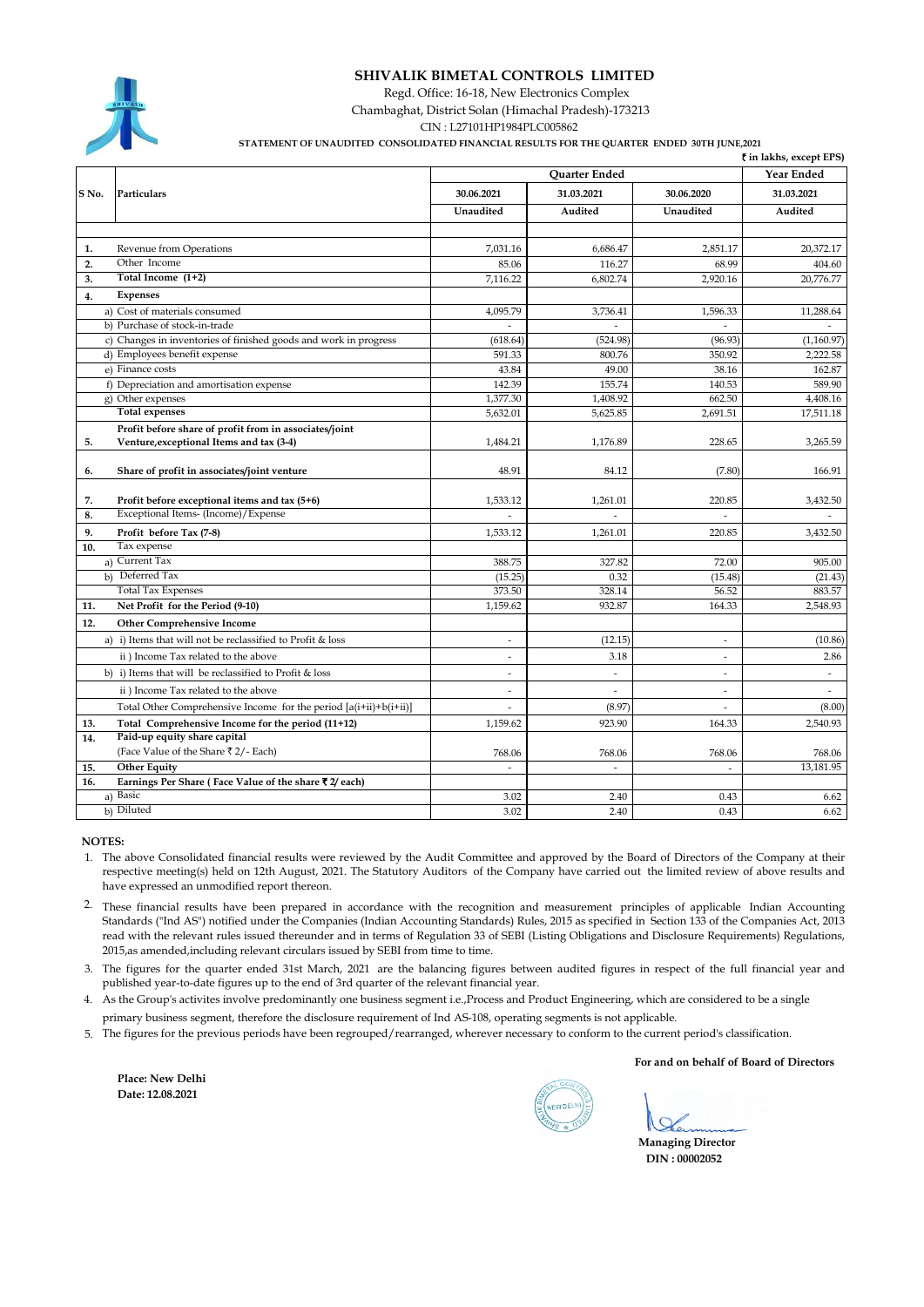# SHIVALIK BIMETAL CONTROLS LIMITED

Regd. Office: 16-18, New Electronics Complex

Chambaghat, District Solan (Himachal Pradesh)-173213

CIN : L27101HP1984PLC005862

**STATEMENT OF UNAUDITED CONSOLIDATED FINANCIAL RESULTS FOR THE QUARTER ENDED 30TH JUNE,2021**

**(₹ in lakhs, except EPS)**

| S No. | Particulars | Quarter Ended | | | Year Ended |
|---|---|---|---|---|---|
| | | 30.06.2021 | 31.03.2021 | 30.06.2020 | 31.03.2021 |
| | | Unaudited | Audited | Unaudited | Audited |
| 1. | Revenue from Operations | 7,031.16 | 6,686.47 | 2,851.17 | 20,372.17 |
| 2. | Other Income | 85.06 | 116.27 | 68.99 | 404.60 |
| 3. | **Total Income (1+2)** | 7,116.22 | 6,802.74 | 2,920.16 | 20,776.77 |
| 4. | **Expenses** | | | | |
| | a) Cost of materials consumed | 4,095.79 | 3,736.41 | 1,596.33 | 11,288.64 |
| | b) Purchase of stock-in-trade | - | - | - | - |
| | c) Changes in inventories of finished goods and work in progress | (618.64) | (524.98) | (96.93) | (1,160.97) |
| | d) Employees benefit expense | 591.33 | 800.76 | 350.92 | 2,222.58 |
| | e) Finance costs | 43.84 | 49.00 | 38.16 | 162.87 |
| | f) Depreciation and amortisation expense | 142.39 | 155.74 | 140.53 | 589.90 |
| | g) Other expenses | 1,377.30 | 1,408.92 | 662.50 | 4,408.16 |
| | **Total expenses** | 5,632.01 | 5,625.85 | 2,691.51 | 17,511.18 |
| 5. | **Profit before share of profit from in associates/joint Venture,exceptional Items and tax (3-4)** | 1,484.21 | 1,176.89 | 228.65 | 3,265.59 |
| 6. | **Share of profit in associates/joint venture** | 48.91 | 84.12 | (7.80) | 166.91 |
| 7. | **Profit before exceptional items and tax (5+6)** | 1,533.12 | 1,261.01 | 220.85 | 3,432.50 |
| 8. | Exceptional Items- (Income)/Expense | - | - | - | - |
| 9. | **Profit before Tax (7-8)** | 1,533.12 | 1,261.01 | 220.85 | 3,432.50 |
| 10. | Tax expense | | | | |
| | a) Current Tax | 388.75 | 327.82 | 72.00 | 905.00 |
| | b) Deferred Tax | (15.25) | 0.32 | (15.48) | (21.43) |
| | Total Tax Expenses | 373.50 | 328.14 | 56.52 | 883.57 |
| 11. | **Net Profit for the Period (9-10)** | 1,159.62 | 932.87 | 164.33 | 2,548.93 |
| 12. | **Other Comprehensive Income** | | | | |
| | a) i) Items that will not be reclassified to Profit & loss | - | (12.15) | - | (10.86) |
| | ii ) Income Tax related to the above | - | 3.18 | - | 2.86 |
| | b) i) Items that will be reclassified to Profit & loss | - | - | - | - |
| | ii ) Income Tax related to the above | - | - | - | - |
| | Total Other Comprehensive Income for the period [a(i+ii)+b(i+ii)] | - | (8.97) | - | (8.00) |
| 13. | **Total Comprehensive Income for the period (11+12)** | 1,159.62 | 923.90 | 164.33 | 2,540.93 |
| 14. | **Paid-up equity share capital** (Face Value of the Share ₹ 2/- Each) | 768.06 | 768.06 | 768.06 | 768.06 |
| 15. | **Other Equity** | - | - | - | 13,181.95 |
| 16. | **Earnings Per Share ( Face Value of the share ₹ 2/ each)** | | | | |
| | a) Basic | 3.02 | 2.40 | 0.43 | 6.62 |
| | b) Diluted | 3.02 | 2.40 | 0.43 | 6.62 |

**NOTES:**

1. The above Consolidated financial results were reviewed by the Audit Committee and approved by the Board of Directors of the Company at their respective meeting(s) held on 12th August, 2021. The Statutory Auditors of the Company have carried out the limited review of above results and have expressed an unmodified report thereon.
2. These financial results have been prepared in accordance with the recognition and measurement principles of applicable Indian Accounting Standards ("Ind AS") notified under the Companies (Indian Accounting Standards) Rules, 2015 as specified in Section 133 of the Companies Act, 2013 read with the relevant rules issued thereunder and in terms of Regulation 33 of SEBI (Listing Obligations and Disclosure Requirements) Regulations, 2015,as amended,including relevant circulars issued by SEBI from time to time.
3. The figures for the quarter ended 31st March, 2021 are the balancing figures between audited figures in respect of the full financial year and published year-to-date figures up to the end of 3rd quarter of the relevant financial year.
4. As the Group's activites involve predominantly one business segment i.e.,Process and Product Engineering, which are considered to be a single primary business segment, therefore the disclosure requirement of Ind AS-108, operating segments is not applicable.
5. The figures for the previous periods have been regrouped/rearranged, wherever necessary to conform to the current period's classification.

**For and on behalf of Board of Directors**

**Place: New Delhi**
**Date: 12.08.2021**

**Managing Director**
**DIN : 00002052**